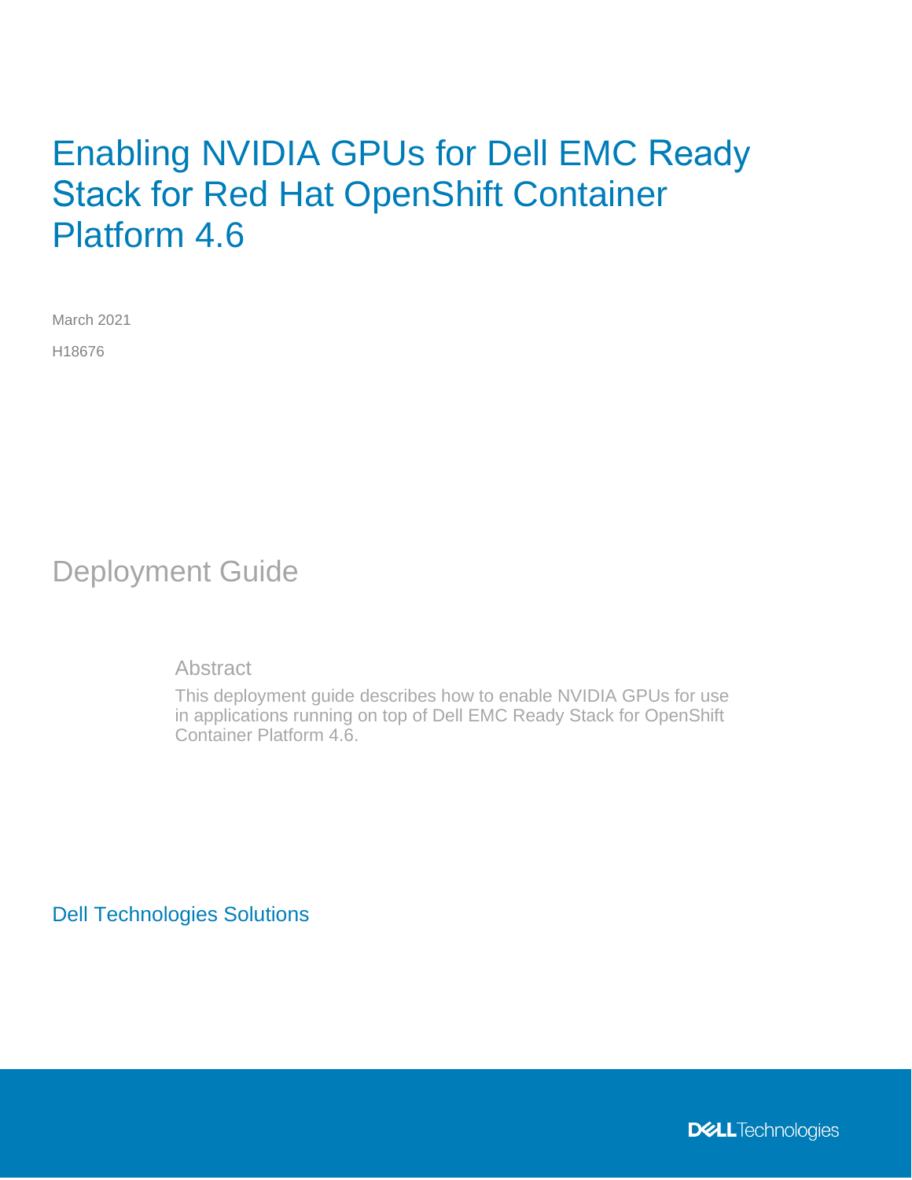# Enabling NVIDIA GPUs for Dell EMC Ready Stack for Red Hat OpenShift Container Platform 4.6

March 2021

H18676

## Deployment Guide

### Abstract

This deployment guide describes how to enable NVIDIA GPUs for use in applications running on top of Dell EMC Ready Stack for OpenShift Container Platform 4.6.

Dell Technologies Solutions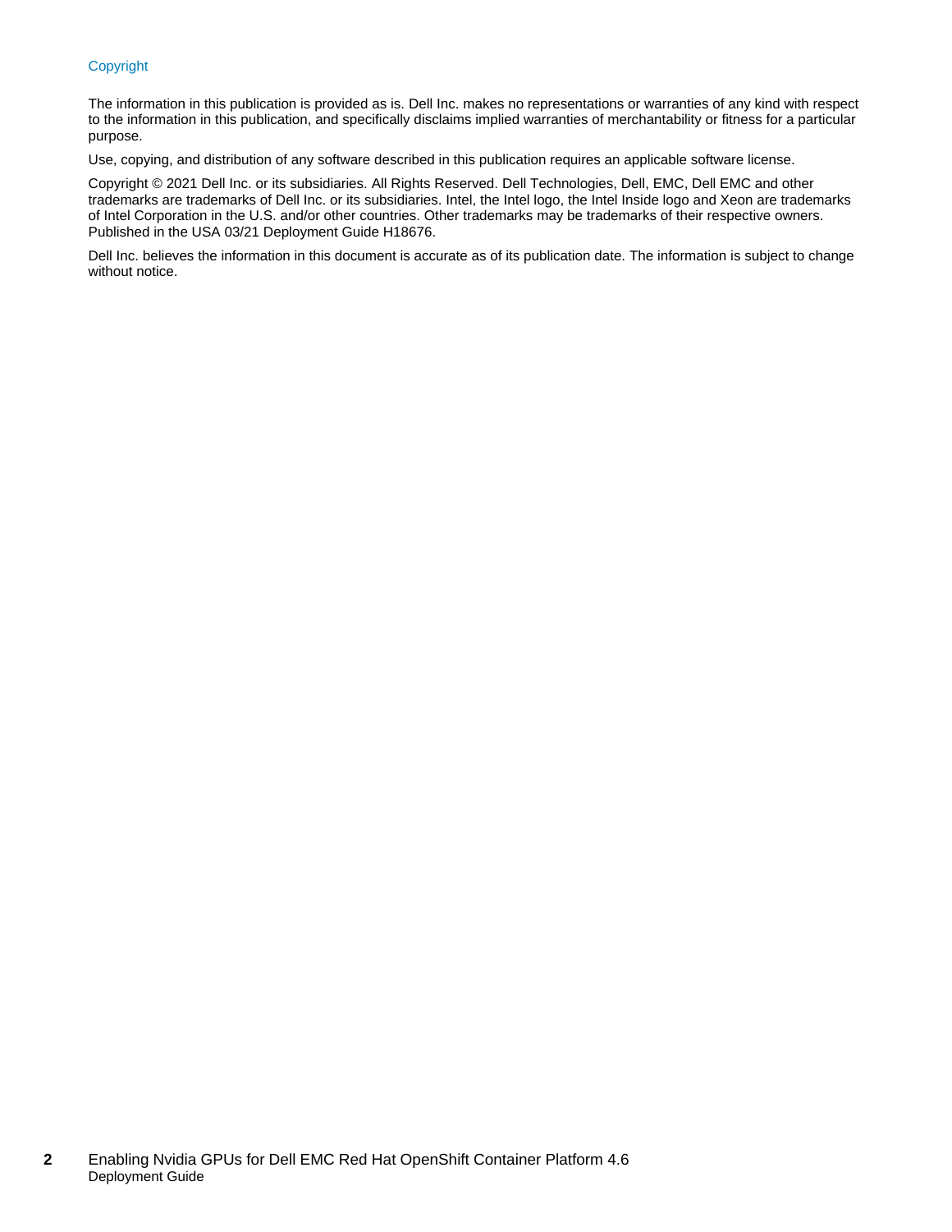## Copyright

The information in this publication is provided as is. Dell Inc. makes no representations or warranties of any kind with respect to the information in this publication, and specifically disclaims implied warranties of merchantability or fitness for a particular purpose.

Use, copying, and distribution of any software described in this publication requires an applicable software license.

Copyright © 2021 Dell Inc. or its subsidiaries. All Rights Reserved. Dell Technologies, Dell, EMC, Dell EMC and other trademarks are trademarks of Dell Inc. or its subsidiaries. Intel, the Intel logo, the Intel Inside logo and Xeon are trademarks of Intel Corporation in the U.S. and/or other countries. Other trademarks may be trademarks of their respective owners. Published in the USA 03/21 Deployment Guide H18676.

Dell Inc. believes the information in this document is accurate as of its publication date. The information is subject to change without notice.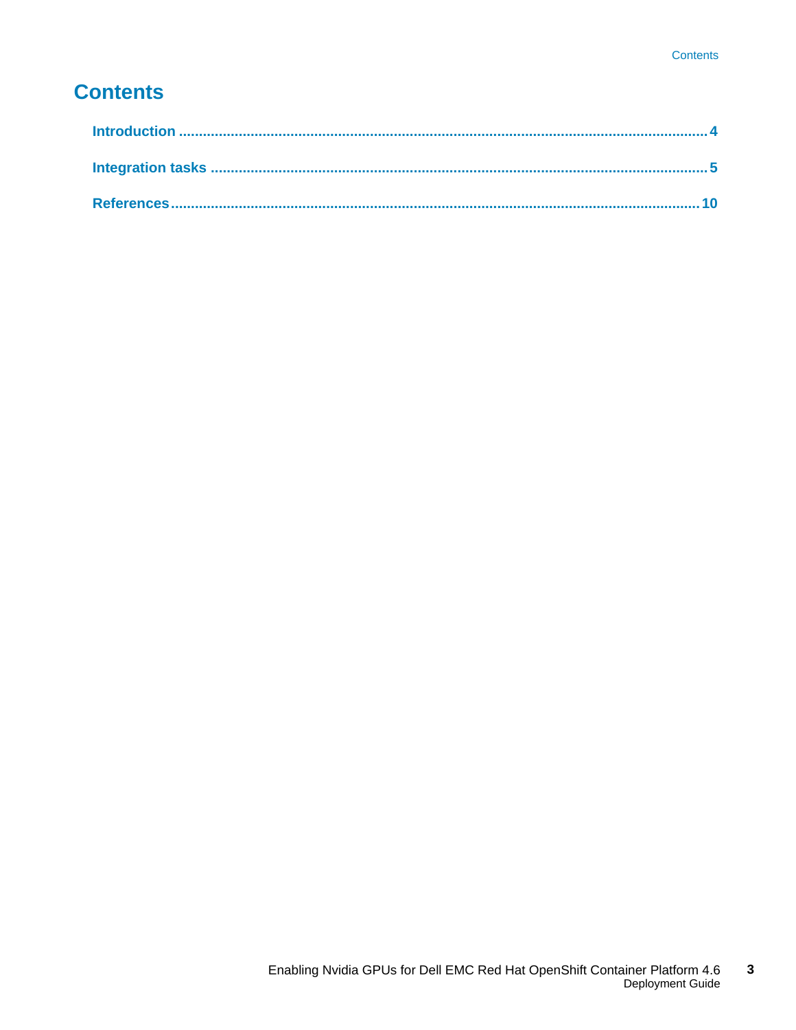# Contents

Introduction ........................................................................................................................ 4

Integration tasks ................................................................................................................... 5

References .......................................................................................................................... 10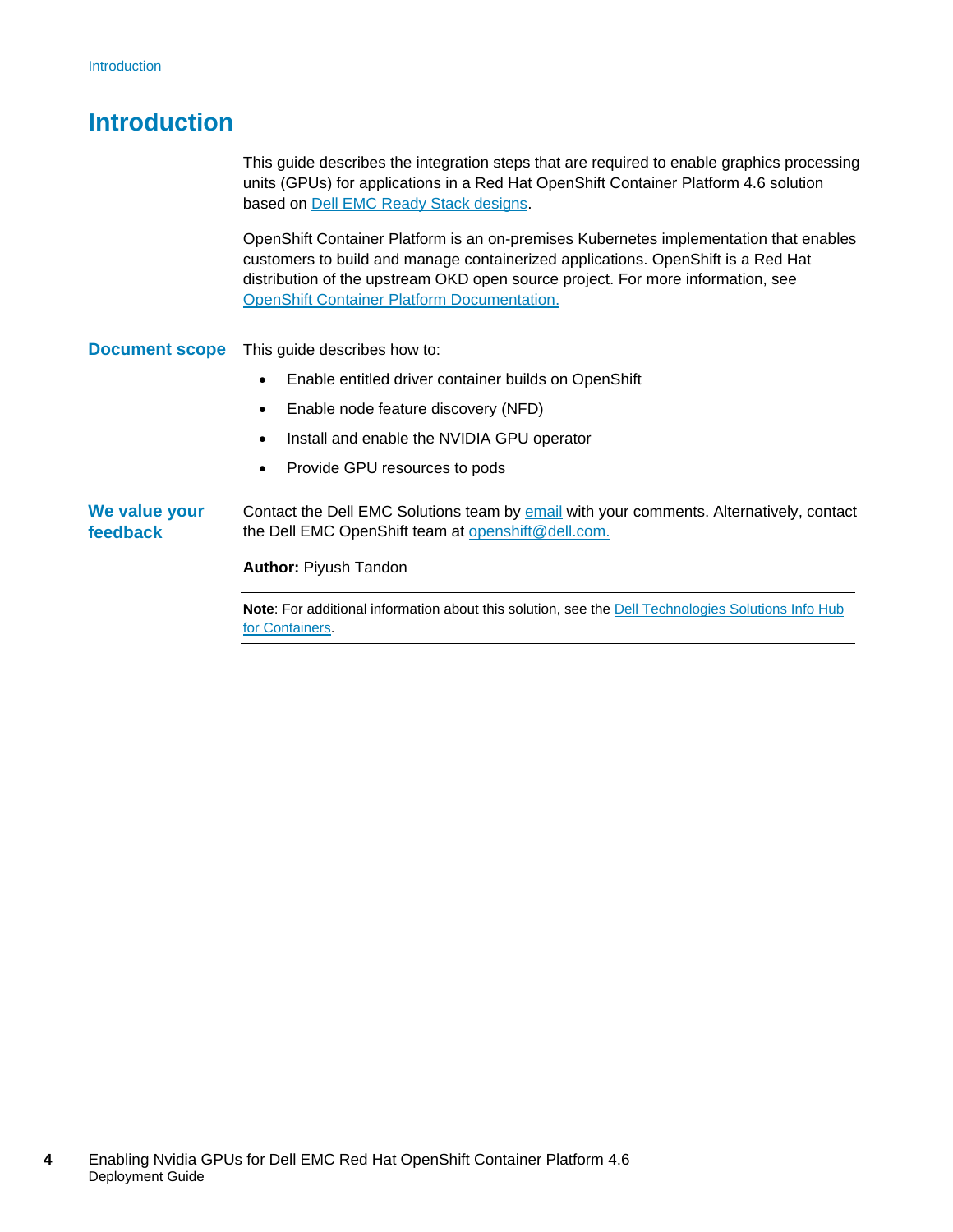# Introduction

This guide describes the integration steps that are required to enable graphics processing units (GPUs) for applications in a Red Hat OpenShift Container Platform 4.6 solution based on Dell EMC Ready Stack designs.

OpenShift Container Platform is an on-premises Kubernetes implementation that enables customers to build and manage containerized applications. OpenShift is a Red Hat distribution of the upstream OKD open source project. For more information, see OpenShift Container Platform Documentation.

## Document scope

This guide describes how to:

- Enable entitled driver container builds on OpenShift
- Enable node feature discovery (NFD)
- Install and enable the NVIDIA GPU operator
- Provide GPU resources to pods

## We value your feedback

Contact the Dell EMC Solutions team by email with your comments. Alternatively, contact the Dell EMC OpenShift team at openshift@dell.com.

**Author:** Piyush Tandon

**Note**: For additional information about this solution, see the Dell Technologies Solutions Info Hub for Containers.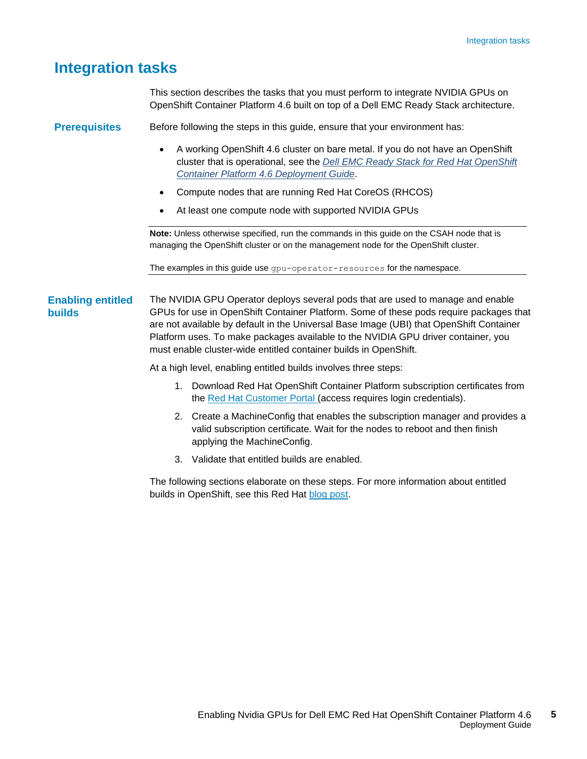# Integration tasks

This section describes the tasks that you must perform to integrate NVIDIA GPUs on OpenShift Container Platform 4.6 built on top of a Dell EMC Ready Stack architecture.

## Prerequisites

Before following the steps in this guide, ensure that your environment has:

- A working OpenShift 4.6 cluster on bare metal. If you do not have an OpenShift cluster that is operational, see the *Dell EMC Ready Stack for Red Hat OpenShift Container Platform 4.6 Deployment Guide*.
- Compute nodes that are running Red Hat CoreOS (RHCOS)
- At least one compute node with supported NVIDIA GPUs

---

**Note:** Unless otherwise specified, run the commands in this guide on the CSAH node that is managing the OpenShift cluster or on the management node for the OpenShift cluster.

The examples in this guide use `gpu-operator-resources` for the namespace.

---

## Enabling entitled builds

The NVIDIA GPU Operator deploys several pods that are used to manage and enable GPUs for use in OpenShift Container Platform. Some of these pods require packages that are not available by default in the Universal Base Image (UBI) that OpenShift Container Platform uses. To make packages available to the NVIDIA GPU driver container, you must enable cluster-wide entitled container builds in OpenShift.

At a high level, enabling entitled builds involves three steps:

1. Download Red Hat OpenShift Container Platform subscription certificates from the Red Hat Customer Portal (access requires login credentials).
2. Create a MachineConfig that enables the subscription manager and provides a valid subscription certificate. Wait for the nodes to reboot and then finish applying the MachineConfig.
3. Validate that entitled builds are enabled.

The following sections elaborate on these steps. For more information about entitled builds in OpenShift, see this Red Hat blog post.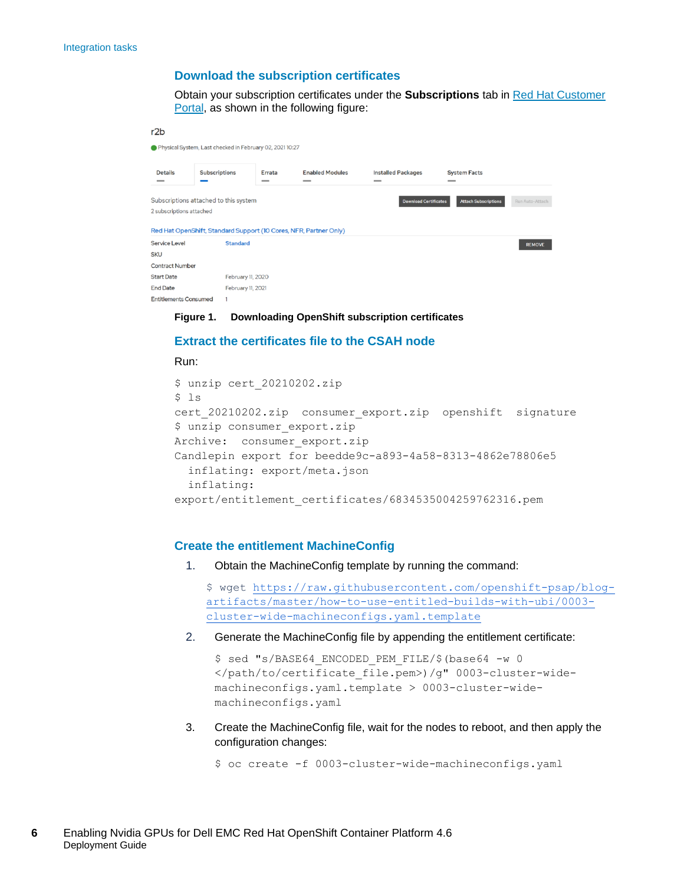## Download the subscription certificates

Obtain your subscription certificates under the **Subscriptions** tab in [Red Hat Customer Portal](), as shown in the following figure:

**Figure 1. Downloading OpenShift subscription certificates**

## Extract the certificates file to the CSAH node

Run:

```
$ unzip cert_20210202.zip
$ ls
cert_20210202.zip  consumer_export.zip  openshift  signature
$ unzip consumer_export.zip
Archive:  consumer_export.zip
Candlepin export for beedde9c-a893-4a58-8313-4862e78806e5
  inflating: export/meta.json
  inflating:
export/entitlement_certificates/6834535004259762316.pem
```

## Create the entitlement MachineConfig

1. Obtain the MachineConfig template by running the command:

   ```
   $ wget https://raw.githubusercontent.com/openshift-psap/blog-artifacts/master/how-to-use-entitled-builds-with-ubi/0003-cluster-wide-machineconfigs.yaml.template
   ```

2. Generate the MachineConfig file by appending the entitlement certificate:

   ```
   $ sed "s/BASE64_ENCODED_PEM_FILE/$(base64 -w 0
   </path/to/certificate_file.pem>)/g" 0003-cluster-wide-
   machineconfigs.yaml.template > 0003-cluster-wide-
   machineconfigs.yaml
   ```

3. Create the MachineConfig file, wait for the nodes to reboot, and then apply the configuration changes:

   ```
   $ oc create -f 0003-cluster-wide-machineconfigs.yaml
   ```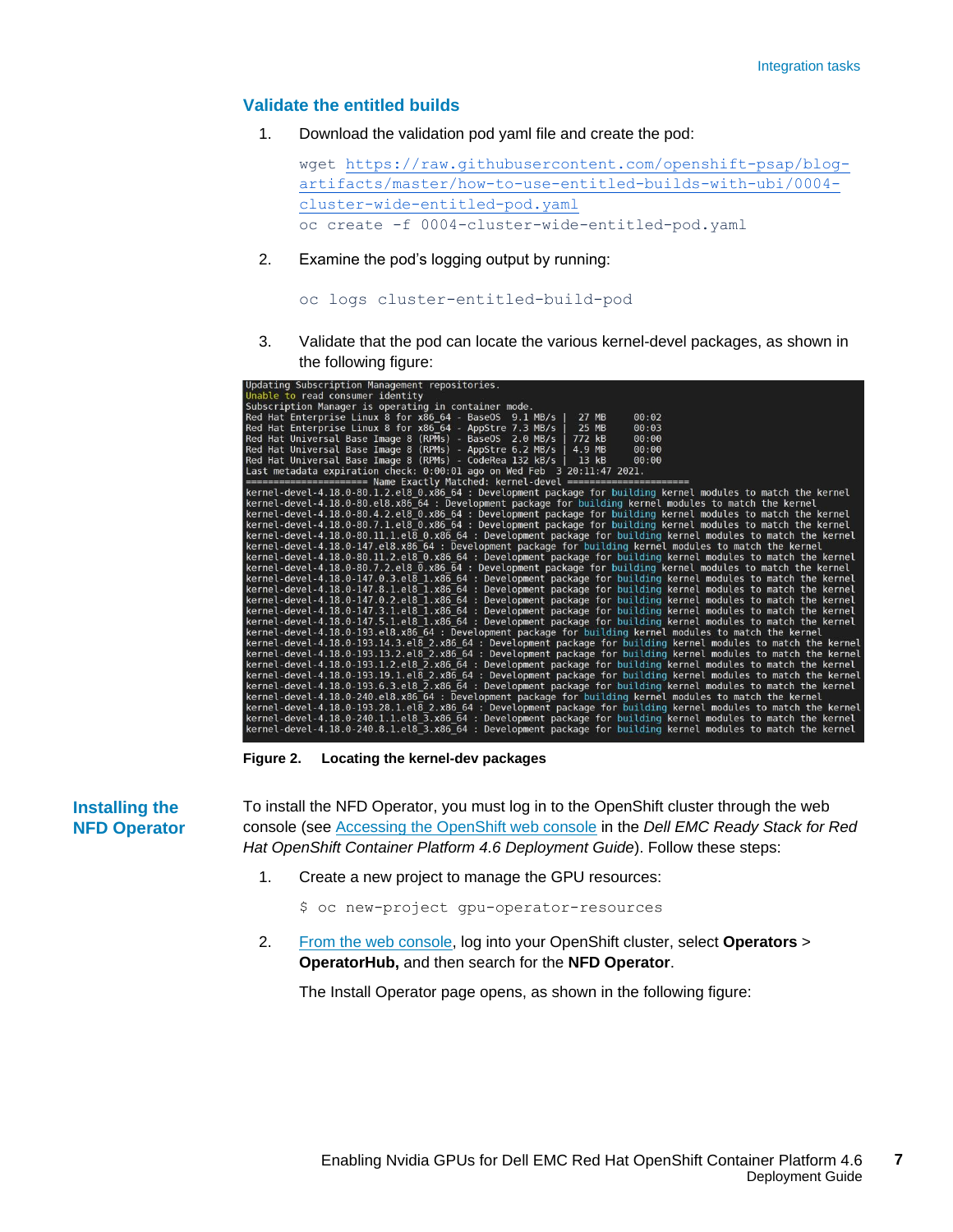## Validate the entitled builds

1. Download the validation pod yaml file and create the pod:

```
wget https://raw.githubusercontent.com/openshift-psap/blog-artifacts/master/how-to-use-entitled-builds-with-ubi/0004-cluster-wide-entitled-pod.yaml
oc create -f 0004-cluster-wide-entitled-pod.yaml
```

2. Examine the pod's logging output by running:

```
oc logs cluster-entitled-build-pod
```

3. Validate that the pod can locate the various kernel-devel packages, as shown in the following figure:

```
Updating Subscription Management repositories.
Unable to read consumer identity
Subscription Manager is operating in container mode.
Red Hat Enterprise Linux 8 for x86_64 - BaseOS  9.1 MB/s |  27 MB     00:02
Red Hat Enterprise Linux 8 for x86_64 - AppStre 7.3 MB/s |  25 MB     00:03
Red Hat Universal Base Image 8 (RPMs) - BaseOS  2.0 MB/s | 772 kB     00:00
Red Hat Universal Base Image 8 (RPMs) - AppStre 6.2 MB/s | 4.9 MB     00:00
Red Hat Universal Base Image 8 (RPMs) - CodeRea 132 kB/s |  13 kB     00:00
Last metadata expiration check: 0:00:01 ago on Wed Feb  3 20:11:47 2021.
==================== Name Exactly Matched: kernel-devel ====================
kernel-devel-4.18.0-80.1.2.el8_0.x86_64 : Development package for building kernel modules to match the kernel
kernel-devel-4.18.0-80.el8.x86_64 : Development package for building kernel modules to match the kernel
kernel-devel-4.18.0-80.4.2.el8_0.x86_64 : Development package for building kernel modules to match the kernel
kernel-devel-4.18.0-80.7.1.el8_0.x86_64 : Development package for building kernel modules to match the kernel
kernel-devel-4.18.0-80.11.1.el8_0.x86_64 : Development package for building kernel modules to match the kernel
kernel-devel-4.18.0-147.el8.x86_64 : Development package for building kernel modules to match the kernel
kernel-devel-4.18.0-80.11.2.el8_0.x86_64 : Development package for building kernel modules to match the kernel
kernel-devel-4.18.0-80.7.2.el8_0.x86_64 : Development package for building kernel modules to match the kernel
kernel-devel-4.18.0-147.0.3.el8_1.x86_64 : Development package for building kernel modules to match the kernel
kernel-devel-4.18.0-147.8.1.el8_1.x86_64 : Development package for building kernel modules to match the kernel
kernel-devel-4.18.0-147.0.2.el8_1.x86_64 : Development package for building kernel modules to match the kernel
kernel-devel-4.18.0-147.3.1.el8_1.x86_64 : Development package for building kernel modules to match the kernel
kernel-devel-4.18.0-147.5.1.el8_1.x86_64 : Development package for building kernel modules to match the kernel
kernel-devel-4.18.0-193.el8.x86_64 : Development package for building kernel modules to match the kernel
kernel-devel-4.18.0-193.14.3.el8_2.x86_64 : Development package for building kernel modules to match the kernel
kernel-devel-4.18.0-193.13.2.el8_2.x86_64 : Development package for building kernel modules to match the kernel
kernel-devel-4.18.0-193.1.2.el8_2.x86_64 : Development package for building kernel modules to match the kernel
kernel-devel-4.18.0-193.19.1.el8_2.x86_64 : Development package for building kernel modules to match the kernel
kernel-devel-4.18.0-193.6.3.el8_2.x86_64 : Development package for building kernel modules to match the kernel
kernel-devel-4.18.0-240.el8.x86_64 : Development package for building kernel modules to match the kernel
kernel-devel-4.18.0-193.28.1.el8_2.x86_64 : Development package for building kernel modules to match the kernel
kernel-devel-4.18.0-240.1.1.el8_3.x86_64 : Development package for building kernel modules to match the kernel
kernel-devel-4.18.0-240.8.1.el8_3.x86_64 : Development package for building kernel modules to match the kernel
```

**Figure 2. Locating the kernel-dev packages**

## Installing the NFD Operator

To install the NFD Operator, you must log in to the OpenShift cluster through the web console (see [Accessing the OpenShift web console]() in the *Dell EMC Ready Stack for Red Hat OpenShift Container Platform 4.6 Deployment Guide*). Follow these steps:

1. Create a new project to manage the GPU resources:

```
$ oc new-project gpu-operator-resources
```

2. [From the web console](), log into your OpenShift cluster, select **Operators** > **OperatorHub,** and then search for the **NFD Operator**.

   The Install Operator page opens, as shown in the following figure: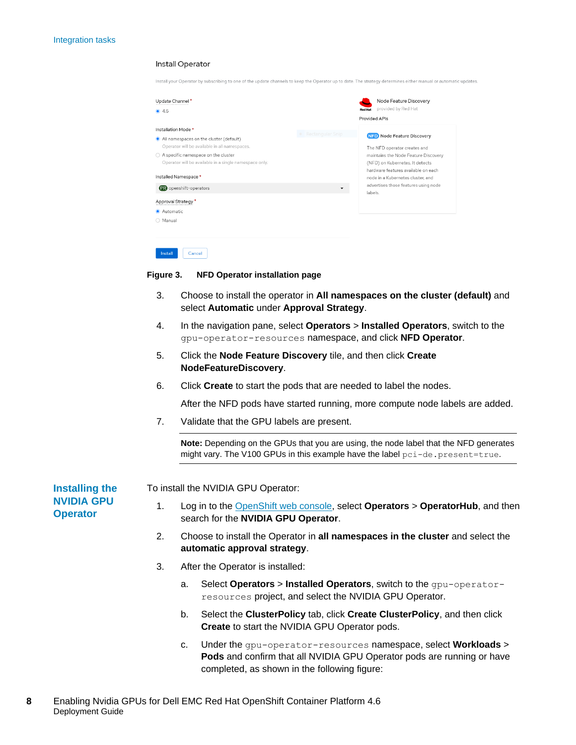Install Operator

Install your Operator by subscribing to one of the update channels to keep the Operator up to date. The strategy determines either manual or automatic updates.

Update Channel *

- 4.6

Installation Mode *

- All namespaces on the cluster (default)
  Operator will be available in all namespaces.
- A specific namespace on the cluster
  Operator will be available in a single namespace only.

Installed Namespace *

openshift-operators

Approval Strategy *

- Automatic
- Manual

Install Cancel

Node Feature Discovery
provided by Red Hat

Provided APIs

NFD Node Feature Discovery

The NFD operator creates and maintains the Node Feature Discovery (NFD) on Kubernetes. It detects hardware features available on each node in a Kubernetes cluster, and advertises those features using node labels.

**Figure 3. NFD Operator installation page**

3. Choose to install the operator in **All namespaces on the cluster (default)** and select **Automatic** under **Approval Strategy**.
4. In the navigation pane, select **Operators** > **Installed Operators**, switch to the `gpu-operator-resources` namespace, and click **NFD Operator**.
5. Click the **Node Feature Discovery** tile, and then click **Create NodeFeatureDiscovery**.
6. Click **Create** to start the pods that are needed to label the nodes.

   After the NFD pods have started running, more compute node labels are added.
7. Validate that the GPU labels are present.

   **Note:** Depending on the GPUs that you are using, the node label that the NFD generates might vary. The V100 GPUs in this example have the label `pci-de.present=true`.

## Installing the NVIDIA GPU Operator

To install the NVIDIA GPU Operator:

1. Log in to the OpenShift web console, select **Operators** > **OperatorHub**, and then search for the **NVIDIA GPU Operator**.
2. Choose to install the Operator in **all namespaces in the cluster** and select the **automatic approval strategy**.
3. After the Operator is installed:
   a. Select **Operators** > **Installed Operators**, switch to the `gpu-operator-resources` project, and select the NVIDIA GPU Operator.
   b. Select the **ClusterPolicy** tab, click **Create ClusterPolicy**, and then click **Create** to start the NVIDIA GPU Operator pods.
   c. Under the `gpu-operator-resources` namespace, select **Workloads** > **Pods** and confirm that all NVIDIA GPU Operator pods are running or have completed, as shown in the following figure: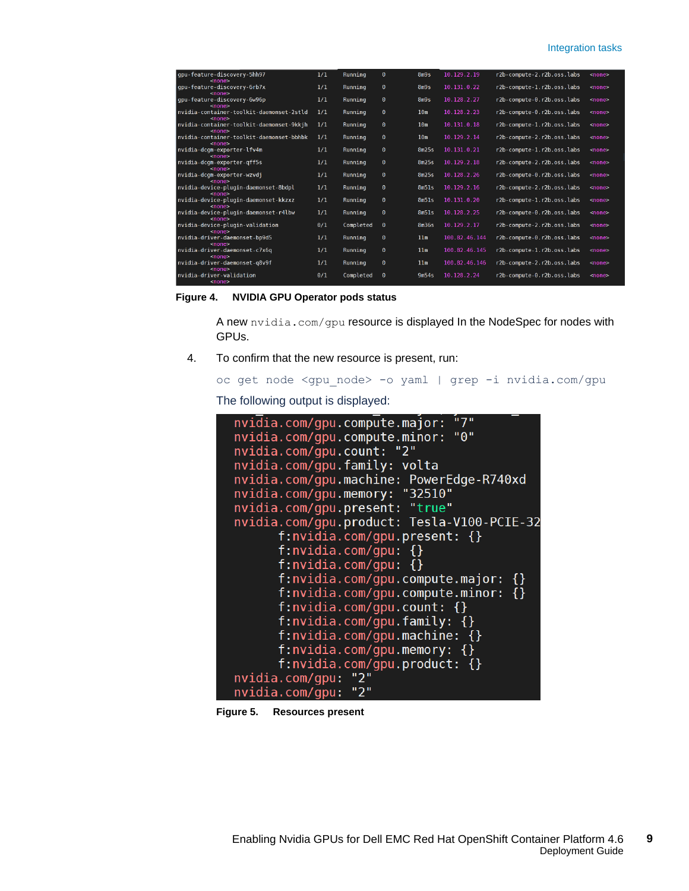```
gpu-feature-discovery-5hh97                        1/1   Running     0   8m9s    10.129.2.19     r2b-compute-2.r2b.oss.labs   <none>
   <none>
gpu-feature-discovery-6rb7x                        1/1   Running     0   8m9s    10.131.0.22     r2b-compute-1.r2b.oss.labs   <none>
   <none>
gpu-feature-discovery-6w96p                        1/1   Running     0   8m9s    10.128.2.27     r2b-compute-0.r2b.oss.labs   <none>
   <none>
nvidia-container-toolkit-daemonset-2stld           1/1   Running     0   10m     10.128.2.23     r2b-compute-0.r2b.oss.labs   <none>
   <none>
nvidia-container-toolkit-daemonset-9kkjh           1/1   Running     0   10m     10.131.0.18     r2b-compute-1.r2b.oss.labs   <none>
   <none>
nvidia-container-toolkit-daemonset-bbhbk           1/1   Running     0   10m     10.129.2.14     r2b-compute-2.r2b.oss.labs   <none>
   <none>
nvidia-dcgm-exporter-lfv4m                         1/1   Running     0   8m25s   10.131.0.21     r2b-compute-1.r2b.oss.labs   <none>
   <none>
nvidia-dcgm-exporter-qff5s                         1/1   Running     0   8m25s   10.129.2.18     r2b-compute-2.r2b.oss.labs   <none>
   <none>
nvidia-dcgm-exporter-wzvdj                         1/1   Running     0   8m25s   10.128.2.26     r2b-compute-0.r2b.oss.labs   <none>
   <none>
nvidia-device-plugin-daemonset-8bdpl               1/1   Running     0   8m51s   10.129.2.16     r2b-compute-2.r2b.oss.labs   <none>
   <none>
nvidia-device-plugin-daemonset-kkzxz               1/1   Running     0   8m51s   10.131.0.20     r2b-compute-1.r2b.oss.labs   <none>
   <none>
nvidia-device-plugin-daemonset-r4lbw               1/1   Running     0   8m51s   10.128.2.25     r2b-compute-0.r2b.oss.labs   <none>
   <none>
nvidia-device-plugin-validation                    0/1   Completed   0   8m36s   10.129.2.17     r2b-compute-2.r2b.oss.labs   <none>
   <none>
nvidia-driver-daemonset-bp9d5                      1/1   Running     0   11m     100.82.46.144   r2b-compute-0.r2b.oss.labs   <none>
   <none>
nvidia-driver-daemonset-c7x6q                      1/1   Running     0   11m     100.82.46.145   r2b-compute-1.r2b.oss.labs   <none>
   <none>
nvidia-driver-daemonset-q8v9f                      1/1   Running     0   11m     100.82.46.146   r2b-compute-2.r2b.oss.labs   <none>
   <none>
nvidia-driver-validation                           0/1   Completed   0   9m54s   10.128.2.24     r2b-compute-0.r2b.oss.labs   <none>
   <none>
```

**Figure 4. NVIDIA GPU Operator pods status**

A new `nvidia.com/gpu` resource is displayed In the NodeSpec for nodes with GPUs.

4. To confirm that the new resource is present, run:

```
oc get node <gpu_node> -o yaml | grep -i nvidia.com/gpu
```

The following output is displayed:

```
nvidia.com/gpu.compute.major: "7"
nvidia.com/gpu.compute.minor: "0"
nvidia.com/gpu.count: "2"
nvidia.com/gpu.family: volta
nvidia.com/gpu.machine: PowerEdge-R740xd
nvidia.com/gpu.memory: "32510"
nvidia.com/gpu.present: "true"
nvidia.com/gpu.product: Tesla-V100-PCIE-32
      f:nvidia.com/gpu.present: {}
      f:nvidia.com/gpu: {}
      f:nvidia.com/gpu: {}
      f:nvidia.com/gpu.compute.major: {}
      f:nvidia.com/gpu.compute.minor: {}
      f:nvidia.com/gpu.count: {}
      f:nvidia.com/gpu.family: {}
      f:nvidia.com/gpu.machine: {}
      f:nvidia.com/gpu.memory: {}
      f:nvidia.com/gpu.product: {}
nvidia.com/gpu: "2"
nvidia.com/gpu: "2"
```

**Figure 5. Resources present**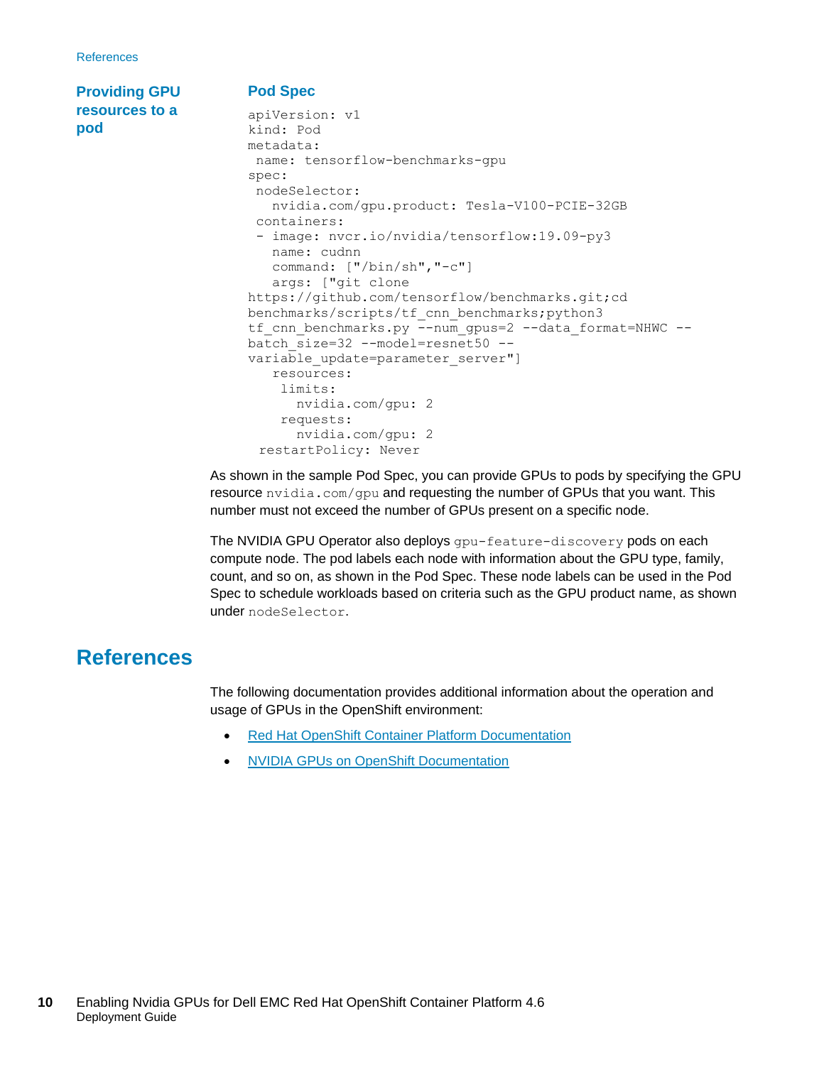## Providing GPU resources to a pod

### Pod Spec

```
apiVersion: v1
kind: Pod
metadata:
 name: tensorflow-benchmarks-gpu
spec:
 nodeSelector:
   nvidia.com/gpu.product: Tesla-V100-PCIE-32GB
 containers:
 - image: nvcr.io/nvidia/tensorflow:19.09-py3
   name: cudnn
   command: ["/bin/sh","-c"]
   args: ["git clone
https://github.com/tensorflow/benchmarks.git;cd
benchmarks/scripts/tf_cnn_benchmarks;python3
tf_cnn_benchmarks.py --num_gpus=2 --data_format=NHWC --
batch_size=32 --model=resnet50 --
variable_update=parameter_server"]
   resources:
    limits:
      nvidia.com/gpu: 2
    requests:
      nvidia.com/gpu: 2
 restartPolicy: Never
```

As shown in the sample Pod Spec, you can provide GPUs to pods by specifying the GPU resource `nvidia.com/gpu` and requesting the number of GPUs that you want. This number must not exceed the number of GPUs present on a specific node.

The NVIDIA GPU Operator also deploys `gpu-feature-discovery` pods on each compute node. The pod labels each node with information about the GPU type, family, count, and so on, as shown in the Pod Spec. These node labels can be used in the Pod Spec to schedule workloads based on criteria such as the GPU product name, as shown under `nodeSelector`.

# References

The following documentation provides additional information about the operation and usage of GPUs in the OpenShift environment:

- Red Hat OpenShift Container Platform Documentation
- NVIDIA GPUs on OpenShift Documentation